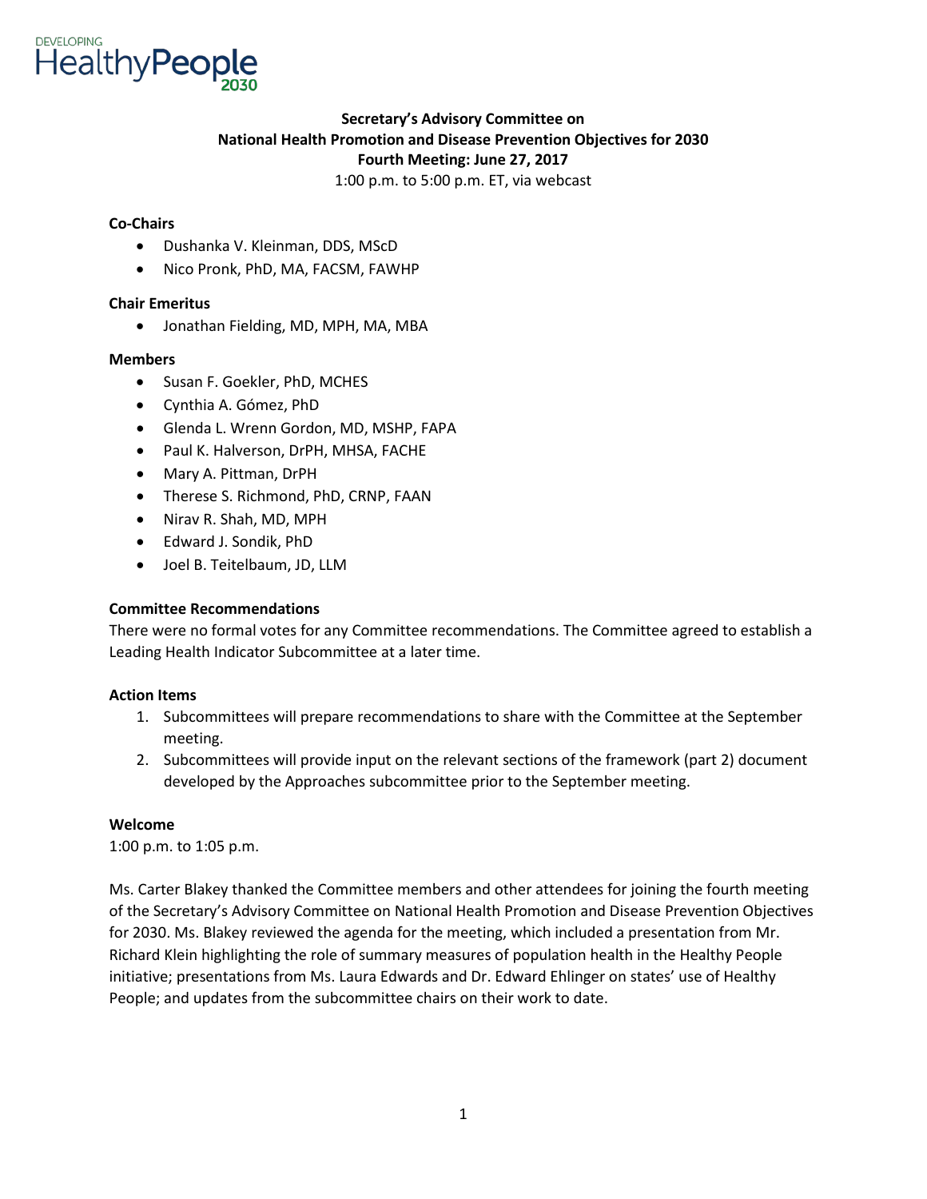DEVELOPING HealthyPeople 2030

**Secretary's Advisory Committee on**
**National Health Promotion and Disease Prevention Objectives for 2030**
**Fourth Meeting: June 27, 2017**
1:00 p.m. to 5:00 p.m. ET, via webcast

**Co-Chairs**

- Dushanka V. Kleinman, DDS, MScD
- Nico Pronk, PhD, MA, FACSM, FAWHP

**Chair Emeritus**

- Jonathan Fielding, MD, MPH, MA, MBA

**Members**

- Susan F. Goekler, PhD, MCHES
- Cynthia A. Gómez, PhD
- Glenda L. Wrenn Gordon, MD, MSHP, FAPA
- Paul K. Halverson, DrPH, MHSA, FACHE
- Mary A. Pittman, DrPH
- Therese S. Richmond, PhD, CRNP, FAAN
- Nirav R. Shah, MD, MPH
- Edward J. Sondik, PhD
- Joel B. Teitelbaum, JD, LLM

**Committee Recommendations**

There were no formal votes for any Committee recommendations. The Committee agreed to establish a Leading Health Indicator Subcommittee at a later time.

**Action Items**

1. Subcommittees will prepare recommendations to share with the Committee at the September meeting.
2. Subcommittees will provide input on the relevant sections of the framework (part 2) document developed by the Approaches subcommittee prior to the September meeting.

**Welcome**

1:00 p.m. to 1:05 p.m.

Ms. Carter Blakey thanked the Committee members and other attendees for joining the fourth meeting of the Secretary's Advisory Committee on National Health Promotion and Disease Prevention Objectives for 2030. Ms. Blakey reviewed the agenda for the meeting, which included a presentation from Mr. Richard Klein highlighting the role of summary measures of population health in the Healthy People initiative; presentations from Ms. Laura Edwards and Dr. Edward Ehlinger on states' use of Healthy People; and updates from the subcommittee chairs on their work to date.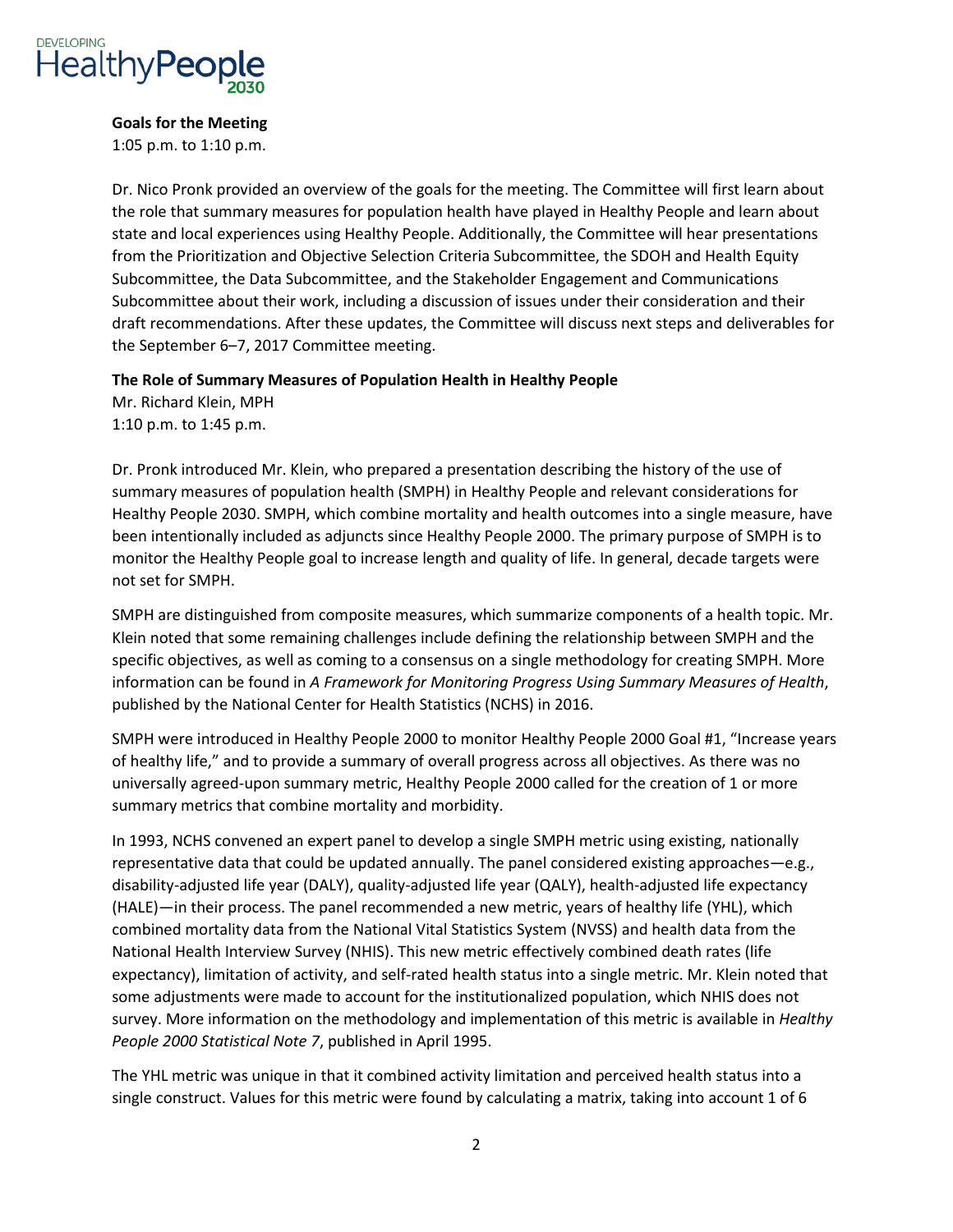**Goals for the Meeting**
1:05 p.m. to 1:10 p.m.

Dr. Nico Pronk provided an overview of the goals for the meeting. The Committee will first learn about the role that summary measures for population health have played in Healthy People and learn about state and local experiences using Healthy People. Additionally, the Committee will hear presentations from the Prioritization and Objective Selection Criteria Subcommittee, the SDOH and Health Equity Subcommittee, the Data Subcommittee, and the Stakeholder Engagement and Communications Subcommittee about their work, including a discussion of issues under their consideration and their draft recommendations. After these updates, the Committee will discuss next steps and deliverables for the September 6–7, 2017 Committee meeting.

**The Role of Summary Measures of Population Health in Healthy People**
Mr. Richard Klein, MPH
1:10 p.m. to 1:45 p.m.

Dr. Pronk introduced Mr. Klein, who prepared a presentation describing the history of the use of summary measures of population health (SMPH) in Healthy People and relevant considerations for Healthy People 2030. SMPH, which combine mortality and health outcomes into a single measure, have been intentionally included as adjuncts since Healthy People 2000. The primary purpose of SMPH is to monitor the Healthy People goal to increase length and quality of life. In general, decade targets were not set for SMPH.

SMPH are distinguished from composite measures, which summarize components of a health topic. Mr. Klein noted that some remaining challenges include defining the relationship between SMPH and the specific objectives, as well as coming to a consensus on a single methodology for creating SMPH. More information can be found in *A Framework for Monitoring Progress Using Summary Measures of Health*, published by the National Center for Health Statistics (NCHS) in 2016.

SMPH were introduced in Healthy People 2000 to monitor Healthy People 2000 Goal #1, "Increase years of healthy life," and to provide a summary of overall progress across all objectives. As there was no universally agreed-upon summary metric, Healthy People 2000 called for the creation of 1 or more summary metrics that combine mortality and morbidity.

In 1993, NCHS convened an expert panel to develop a single SMPH metric using existing, nationally representative data that could be updated annually. The panel considered existing approaches—e.g., disability-adjusted life year (DALY), quality-adjusted life year (QALY), health-adjusted life expectancy (HALE)—in their process. The panel recommended a new metric, years of healthy life (YHL), which combined mortality data from the National Vital Statistics System (NVSS) and health data from the National Health Interview Survey (NHIS). This new metric effectively combined death rates (life expectancy), limitation of activity, and self-rated health status into a single metric. Mr. Klein noted that some adjustments were made to account for the institutionalized population, which NHIS does not survey. More information on the methodology and implementation of this metric is available in *Healthy People 2000 Statistical Note 7*, published in April 1995.

The YHL metric was unique in that it combined activity limitation and perceived health status into a single construct. Values for this metric were found by calculating a matrix, taking into account 1 of 6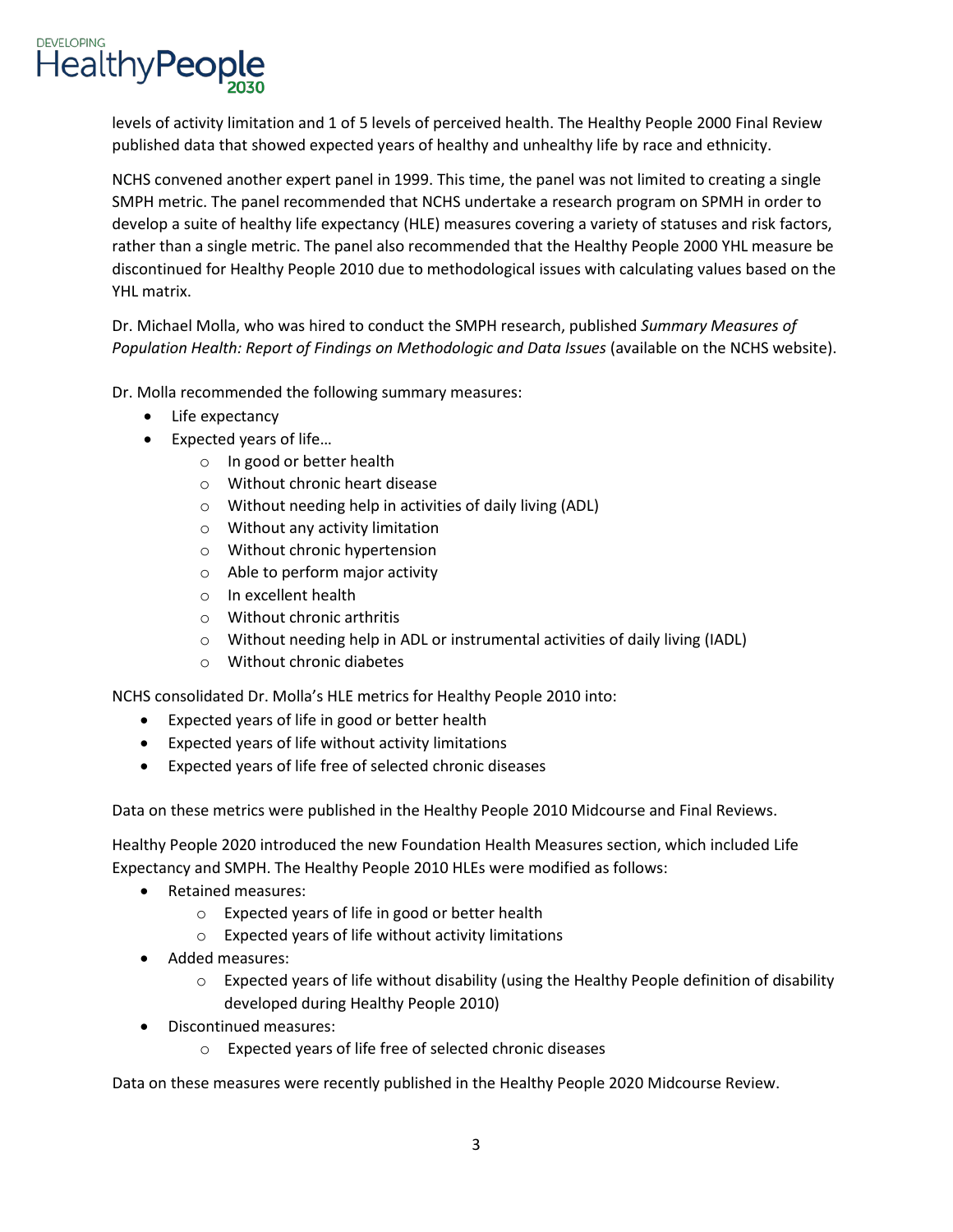levels of activity limitation and 1 of 5 levels of perceived health. The Healthy People 2000 Final Review published data that showed expected years of healthy and unhealthy life by race and ethnicity.

NCHS convened another expert panel in 1999. This time, the panel was not limited to creating a single SMPH metric. The panel recommended that NCHS undertake a research program on SPMH in order to develop a suite of healthy life expectancy (HLE) measures covering a variety of statuses and risk factors, rather than a single metric. The panel also recommended that the Healthy People 2000 YHL measure be discontinued for Healthy People 2010 due to methodological issues with calculating values based on the YHL matrix.

Dr. Michael Molla, who was hired to conduct the SMPH research, published *Summary Measures of Population Health: Report of Findings on Methodologic and Data Issues* (available on the NCHS website).

Dr. Molla recommended the following summary measures:

- Life expectancy
- Expected years of life…
  - In good or better health
  - Without chronic heart disease
  - Without needing help in activities of daily living (ADL)
  - Without any activity limitation
  - Without chronic hypertension
  - Able to perform major activity
  - In excellent health
  - Without chronic arthritis
  - Without needing help in ADL or instrumental activities of daily living (IADL)
  - Without chronic diabetes

NCHS consolidated Dr. Molla's HLE metrics for Healthy People 2010 into:

- Expected years of life in good or better health
- Expected years of life without activity limitations
- Expected years of life free of selected chronic diseases

Data on these metrics were published in the Healthy People 2010 Midcourse and Final Reviews.

Healthy People 2020 introduced the new Foundation Health Measures section, which included Life Expectancy and SMPH. The Healthy People 2010 HLEs were modified as follows:

- Retained measures:
  - Expected years of life in good or better health
  - Expected years of life without activity limitations
- Added measures:
  - Expected years of life without disability (using the Healthy People definition of disability developed during Healthy People 2010)
- Discontinued measures:
  - Expected years of life free of selected chronic diseases

Data on these measures were recently published in the Healthy People 2020 Midcourse Review.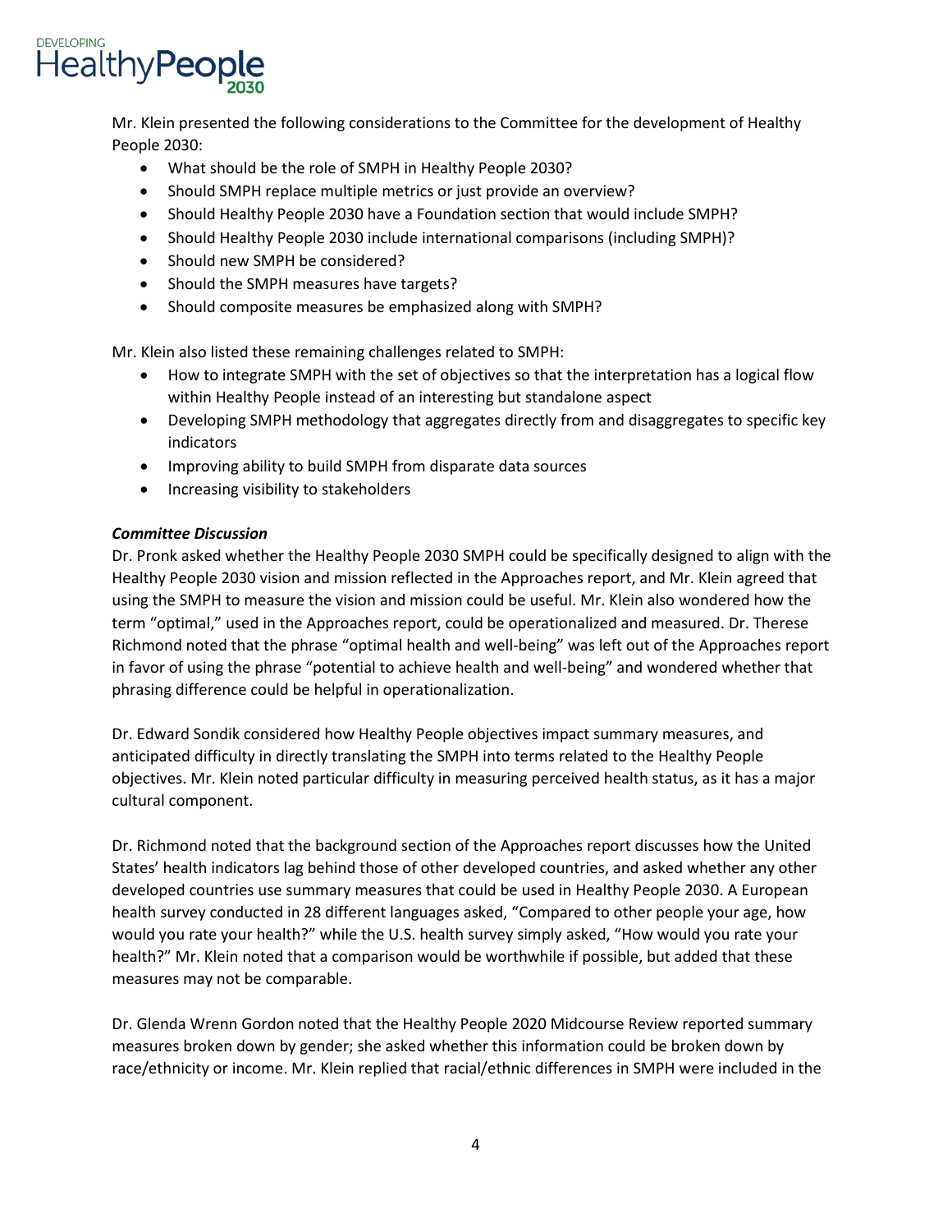Mr. Klein presented the following considerations to the Committee for the development of Healthy People 2030:

- What should be the role of SMPH in Healthy People 2030?
- Should SMPH replace multiple metrics or just provide an overview?
- Should Healthy People 2030 have a Foundation section that would include SMPH?
- Should Healthy People 2030 include international comparisons (including SMPH)?
- Should new SMPH be considered?
- Should the SMPH measures have targets?
- Should composite measures be emphasized along with SMPH?

Mr. Klein also listed these remaining challenges related to SMPH:

- How to integrate SMPH with the set of objectives so that the interpretation has a logical flow within Healthy People instead of an interesting but standalone aspect
- Developing SMPH methodology that aggregates directly from and disaggregates to specific key indicators
- Improving ability to build SMPH from disparate data sources
- Increasing visibility to stakeholders

***Committee Discussion***

Dr. Pronk asked whether the Healthy People 2030 SMPH could be specifically designed to align with the Healthy People 2030 vision and mission reflected in the Approaches report, and Mr. Klein agreed that using the SMPH to measure the vision and mission could be useful. Mr. Klein also wondered how the term "optimal," used in the Approaches report, could be operationalized and measured. Dr. Therese Richmond noted that the phrase "optimal health and well-being" was left out of the Approaches report in favor of using the phrase "potential to achieve health and well-being" and wondered whether that phrasing difference could be helpful in operationalization.

Dr. Edward Sondik considered how Healthy People objectives impact summary measures, and anticipated difficulty in directly translating the SMPH into terms related to the Healthy People objectives. Mr. Klein noted particular difficulty in measuring perceived health status, as it has a major cultural component.

Dr. Richmond noted that the background section of the Approaches report discusses how the United States' health indicators lag behind those of other developed countries, and asked whether any other developed countries use summary measures that could be used in Healthy People 2030. A European health survey conducted in 28 different languages asked, "Compared to other people your age, how would you rate your health?" while the U.S. health survey simply asked, "How would you rate your health?" Mr. Klein noted that a comparison would be worthwhile if possible, but added that these measures may not be comparable.

Dr. Glenda Wrenn Gordon noted that the Healthy People 2020 Midcourse Review reported summary measures broken down by gender; she asked whether this information could be broken down by race/ethnicity or income. Mr. Klein replied that racial/ethnic differences in SMPH were included in the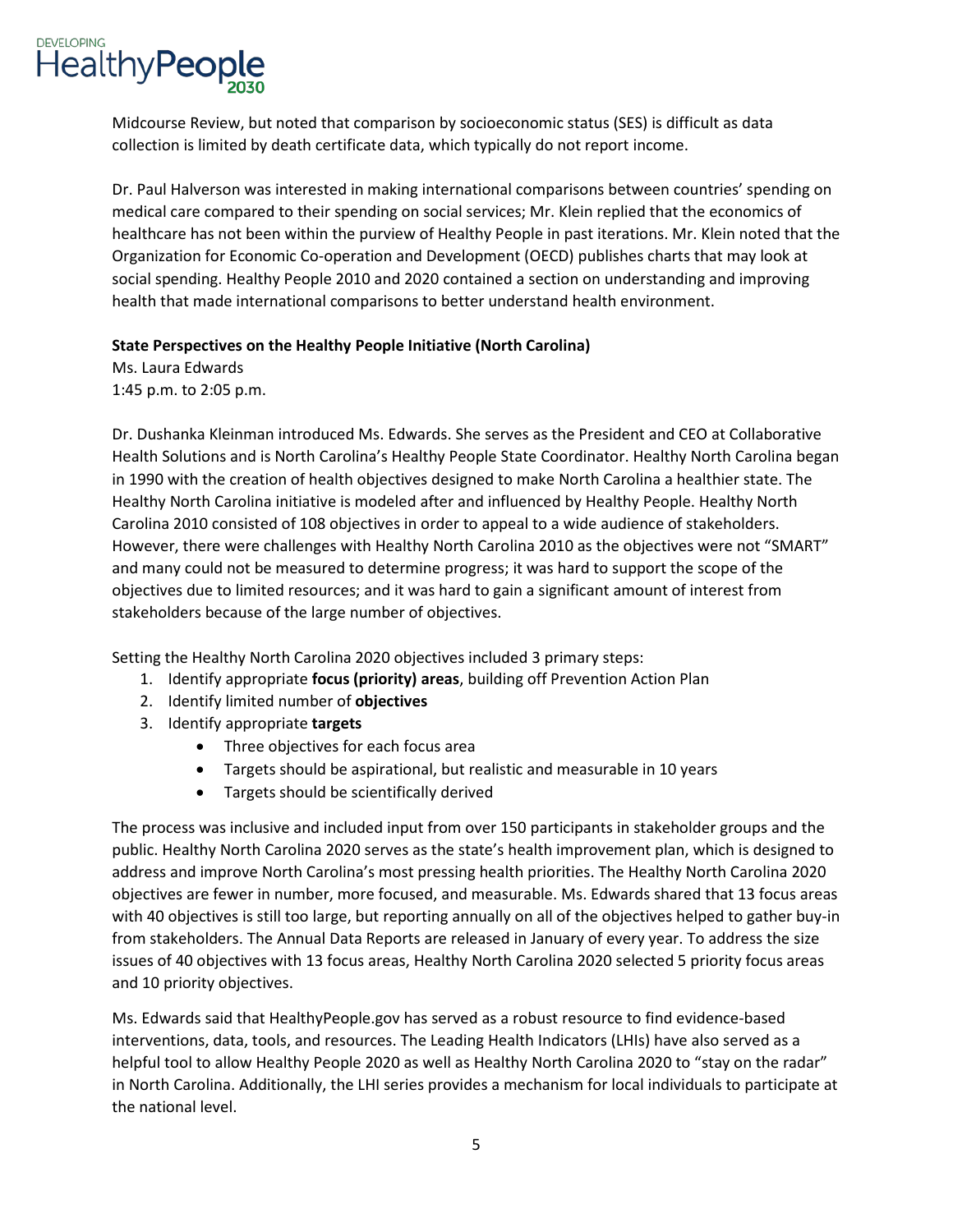Midcourse Review, but noted that comparison by socioeconomic status (SES) is difficult as data collection is limited by death certificate data, which typically do not report income.

Dr. Paul Halverson was interested in making international comparisons between countries' spending on medical care compared to their spending on social services; Mr. Klein replied that the economics of healthcare has not been within the purview of Healthy People in past iterations. Mr. Klein noted that the Organization for Economic Co-operation and Development (OECD) publishes charts that may look at social spending. Healthy People 2010 and 2020 contained a section on understanding and improving health that made international comparisons to better understand health environment.

**State Perspectives on the Healthy People Initiative (North Carolina)**
Ms. Laura Edwards
1:45 p.m. to 2:05 p.m.

Dr. Dushanka Kleinman introduced Ms. Edwards. She serves as the President and CEO at Collaborative Health Solutions and is North Carolina's Healthy People State Coordinator. Healthy North Carolina began in 1990 with the creation of health objectives designed to make North Carolina a healthier state. The Healthy North Carolina initiative is modeled after and influenced by Healthy People. Healthy North Carolina 2010 consisted of 108 objectives in order to appeal to a wide audience of stakeholders. However, there were challenges with Healthy North Carolina 2010 as the objectives were not "SMART" and many could not be measured to determine progress; it was hard to support the scope of the objectives due to limited resources; and it was hard to gain a significant amount of interest from stakeholders because of the large number of objectives.

Setting the Healthy North Carolina 2020 objectives included 3 primary steps:

1. Identify appropriate **focus (priority) areas**, building off Prevention Action Plan
2. Identify limited number of **objectives**
3. Identify appropriate **targets**
   - Three objectives for each focus area
   - Targets should be aspirational, but realistic and measurable in 10 years
   - Targets should be scientifically derived

The process was inclusive and included input from over 150 participants in stakeholder groups and the public. Healthy North Carolina 2020 serves as the state's health improvement plan, which is designed to address and improve North Carolina's most pressing health priorities. The Healthy North Carolina 2020 objectives are fewer in number, more focused, and measurable. Ms. Edwards shared that 13 focus areas with 40 objectives is still too large, but reporting annually on all of the objectives helped to gather buy-in from stakeholders. The Annual Data Reports are released in January of every year. To address the size issues of 40 objectives with 13 focus areas, Healthy North Carolina 2020 selected 5 priority focus areas and 10 priority objectives.

Ms. Edwards said that HealthyPeople.gov has served as a robust resource to find evidence-based interventions, data, tools, and resources. The Leading Health Indicators (LHIs) have also served as a helpful tool to allow Healthy People 2020 as well as Healthy North Carolina 2020 to "stay on the radar" in North Carolina. Additionally, the LHI series provides a mechanism for local individuals to participate at the national level.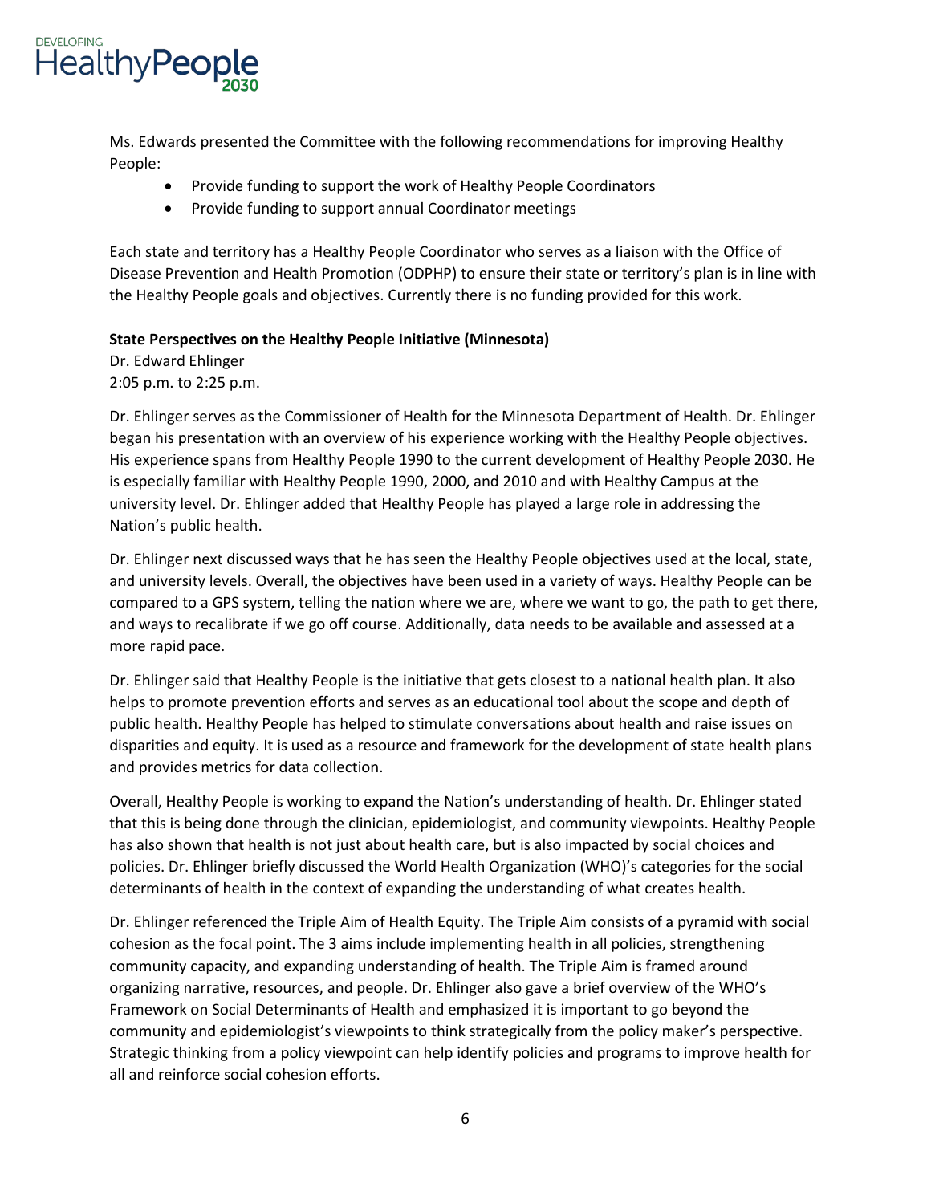Ms. Edwards presented the Committee with the following recommendations for improving Healthy People:

- Provide funding to support the work of Healthy People Coordinators
- Provide funding to support annual Coordinator meetings

Each state and territory has a Healthy People Coordinator who serves as a liaison with the Office of Disease Prevention and Health Promotion (ODPHP) to ensure their state or territory's plan is in line with the Healthy People goals and objectives. Currently there is no funding provided for this work.

**State Perspectives on the Healthy People Initiative (Minnesota)**
Dr. Edward Ehlinger
2:05 p.m. to 2:25 p.m.

Dr. Ehlinger serves as the Commissioner of Health for the Minnesota Department of Health. Dr. Ehlinger began his presentation with an overview of his experience working with the Healthy People objectives. His experience spans from Healthy People 1990 to the current development of Healthy People 2030. He is especially familiar with Healthy People 1990, 2000, and 2010 and with Healthy Campus at the university level. Dr. Ehlinger added that Healthy People has played a large role in addressing the Nation's public health.

Dr. Ehlinger next discussed ways that he has seen the Healthy People objectives used at the local, state, and university levels. Overall, the objectives have been used in a variety of ways. Healthy People can be compared to a GPS system, telling the nation where we are, where we want to go, the path to get there, and ways to recalibrate if we go off course. Additionally, data needs to be available and assessed at a more rapid pace.

Dr. Ehlinger said that Healthy People is the initiative that gets closest to a national health plan. It also helps to promote prevention efforts and serves as an educational tool about the scope and depth of public health. Healthy People has helped to stimulate conversations about health and raise issues on disparities and equity. It is used as a resource and framework for the development of state health plans and provides metrics for data collection.

Overall, Healthy People is working to expand the Nation's understanding of health. Dr. Ehlinger stated that this is being done through the clinician, epidemiologist, and community viewpoints. Healthy People has also shown that health is not just about health care, but is also impacted by social choices and policies. Dr. Ehlinger briefly discussed the World Health Organization (WHO)'s categories for the social determinants of health in the context of expanding the understanding of what creates health.

Dr. Ehlinger referenced the Triple Aim of Health Equity. The Triple Aim consists of a pyramid with social cohesion as the focal point. The 3 aims include implementing health in all policies, strengthening community capacity, and expanding understanding of health. The Triple Aim is framed around organizing narrative, resources, and people. Dr. Ehlinger also gave a brief overview of the WHO's Framework on Social Determinants of Health and emphasized it is important to go beyond the community and epidemiologist's viewpoints to think strategically from the policy maker's perspective. Strategic thinking from a policy viewpoint can help identify policies and programs to improve health for all and reinforce social cohesion efforts.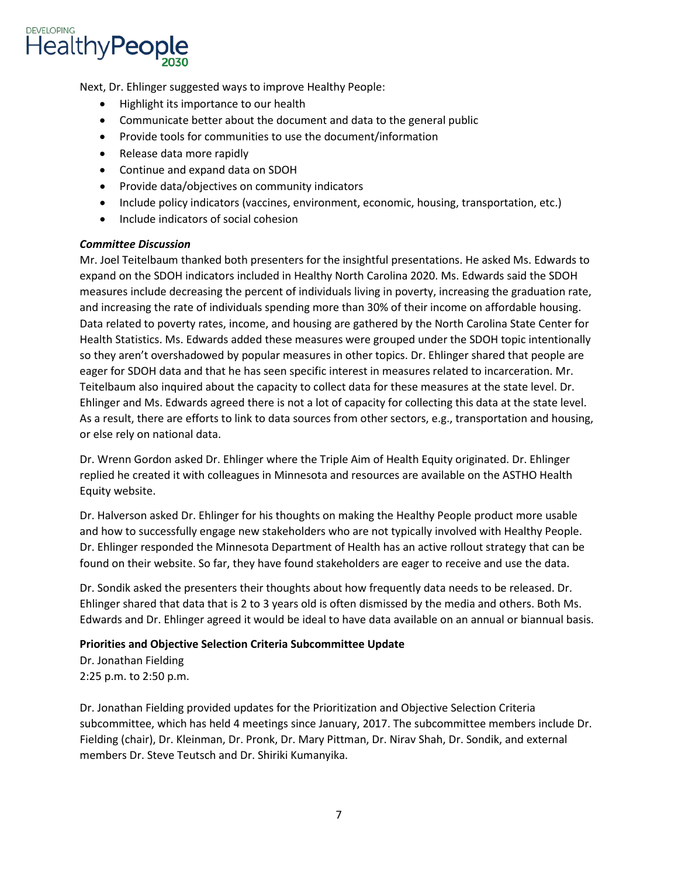Next, Dr. Ehlinger suggested ways to improve Healthy People:

- Highlight its importance to our health
- Communicate better about the document and data to the general public
- Provide tools for communities to use the document/information
- Release data more rapidly
- Continue and expand data on SDOH
- Provide data/objectives on community indicators
- Include policy indicators (vaccines, environment, economic, housing, transportation, etc.)
- Include indicators of social cohesion

***Committee Discussion***

Mr. Joel Teitelbaum thanked both presenters for the insightful presentations. He asked Ms. Edwards to expand on the SDOH indicators included in Healthy North Carolina 2020. Ms. Edwards said the SDOH measures include decreasing the percent of individuals living in poverty, increasing the graduation rate, and increasing the rate of individuals spending more than 30% of their income on affordable housing. Data related to poverty rates, income, and housing are gathered by the North Carolina State Center for Health Statistics. Ms. Edwards added these measures were grouped under the SDOH topic intentionally so they aren't overshadowed by popular measures in other topics. Dr. Ehlinger shared that people are eager for SDOH data and that he has seen specific interest in measures related to incarceration. Mr. Teitelbaum also inquired about the capacity to collect data for these measures at the state level. Dr. Ehlinger and Ms. Edwards agreed there is not a lot of capacity for collecting this data at the state level. As a result, there are efforts to link to data sources from other sectors, e.g., transportation and housing, or else rely on national data.

Dr. Wrenn Gordon asked Dr. Ehlinger where the Triple Aim of Health Equity originated. Dr. Ehlinger replied he created it with colleagues in Minnesota and resources are available on the ASTHO Health Equity website.

Dr. Halverson asked Dr. Ehlinger for his thoughts on making the Healthy People product more usable and how to successfully engage new stakeholders who are not typically involved with Healthy People. Dr. Ehlinger responded the Minnesota Department of Health has an active rollout strategy that can be found on their website. So far, they have found stakeholders are eager to receive and use the data.

Dr. Sondik asked the presenters their thoughts about how frequently data needs to be released. Dr. Ehlinger shared that data that is 2 to 3 years old is often dismissed by the media and others. Both Ms. Edwards and Dr. Ehlinger agreed it would be ideal to have data available on an annual or biannual basis.

**Priorities and Objective Selection Criteria Subcommittee Update**

Dr. Jonathan Fielding
2:25 p.m. to 2:50 p.m.

Dr. Jonathan Fielding provided updates for the Prioritization and Objective Selection Criteria subcommittee, which has held 4 meetings since January, 2017. The subcommittee members include Dr. Fielding (chair), Dr. Kleinman, Dr. Pronk, Dr. Mary Pittman, Dr. Nirav Shah, Dr. Sondik, and external members Dr. Steve Teutsch and Dr. Shiriki Kumanyika.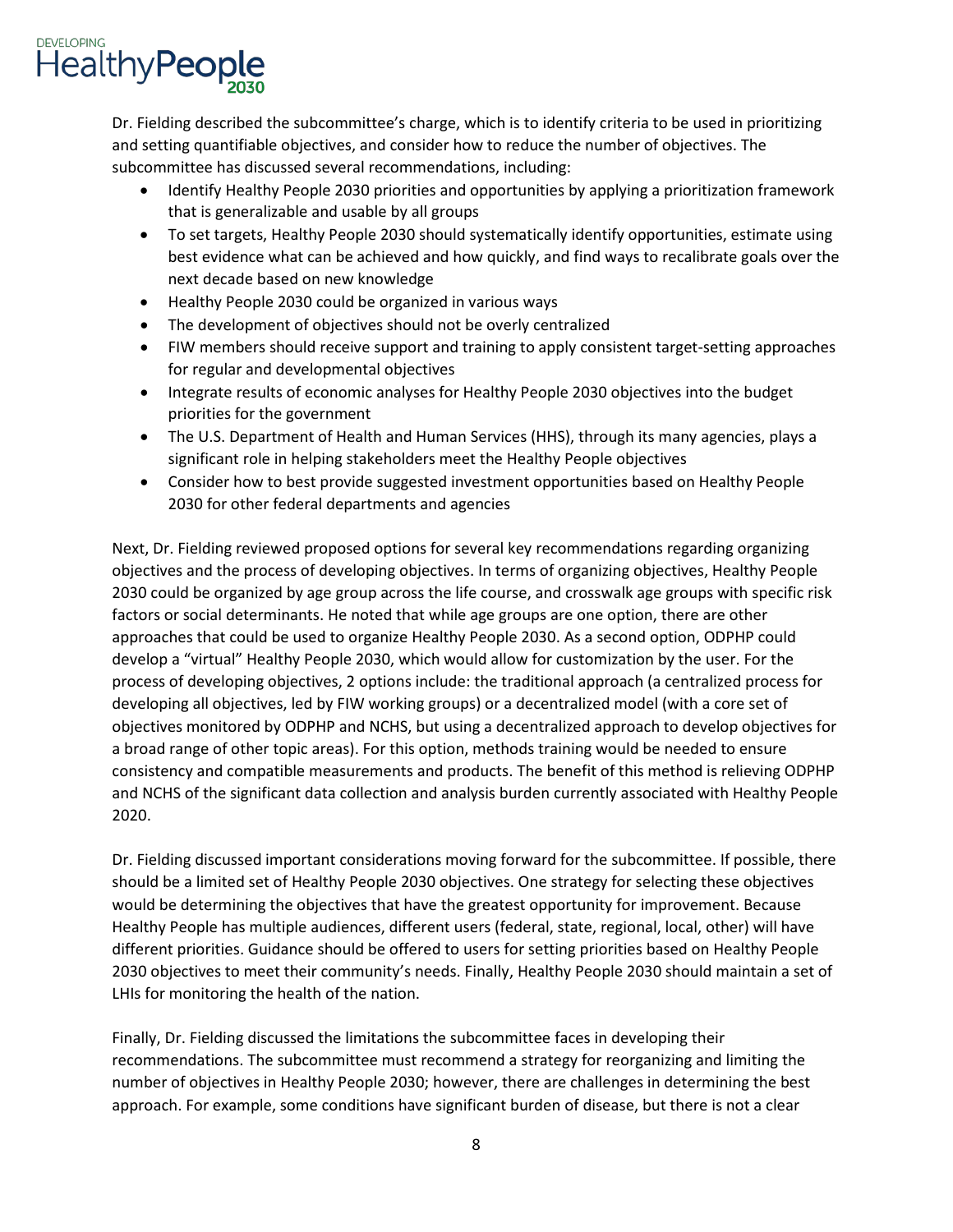Dr. Fielding described the subcommittee's charge, which is to identify criteria to be used in prioritizing and setting quantifiable objectives, and consider how to reduce the number of objectives. The subcommittee has discussed several recommendations, including:

- Identify Healthy People 2030 priorities and opportunities by applying a prioritization framework that is generalizable and usable by all groups
- To set targets, Healthy People 2030 should systematically identify opportunities, estimate using best evidence what can be achieved and how quickly, and find ways to recalibrate goals over the next decade based on new knowledge
- Healthy People 2030 could be organized in various ways
- The development of objectives should not be overly centralized
- FIW members should receive support and training to apply consistent target-setting approaches for regular and developmental objectives
- Integrate results of economic analyses for Healthy People 2030 objectives into the budget priorities for the government
- The U.S. Department of Health and Human Services (HHS), through its many agencies, plays a significant role in helping stakeholders meet the Healthy People objectives
- Consider how to best provide suggested investment opportunities based on Healthy People 2030 for other federal departments and agencies

Next, Dr. Fielding reviewed proposed options for several key recommendations regarding organizing objectives and the process of developing objectives. In terms of organizing objectives, Healthy People 2030 could be organized by age group across the life course, and crosswalk age groups with specific risk factors or social determinants. He noted that while age groups are one option, there are other approaches that could be used to organize Healthy People 2030. As a second option, ODPHP could develop a "virtual" Healthy People 2030, which would allow for customization by the user. For the process of developing objectives, 2 options include: the traditional approach (a centralized process for developing all objectives, led by FIW working groups) or a decentralized model (with a core set of objectives monitored by ODPHP and NCHS, but using a decentralized approach to develop objectives for a broad range of other topic areas). For this option, methods training would be needed to ensure consistency and compatible measurements and products. The benefit of this method is relieving ODPHP and NCHS of the significant data collection and analysis burden currently associated with Healthy People 2020.

Dr. Fielding discussed important considerations moving forward for the subcommittee. If possible, there should be a limited set of Healthy People 2030 objectives. One strategy for selecting these objectives would be determining the objectives that have the greatest opportunity for improvement. Because Healthy People has multiple audiences, different users (federal, state, regional, local, other) will have different priorities. Guidance should be offered to users for setting priorities based on Healthy People 2030 objectives to meet their community's needs. Finally, Healthy People 2030 should maintain a set of LHIs for monitoring the health of the nation.

Finally, Dr. Fielding discussed the limitations the subcommittee faces in developing their recommendations. The subcommittee must recommend a strategy for reorganizing and limiting the number of objectives in Healthy People 2030; however, there are challenges in determining the best approach. For example, some conditions have significant burden of disease, but there is not a clear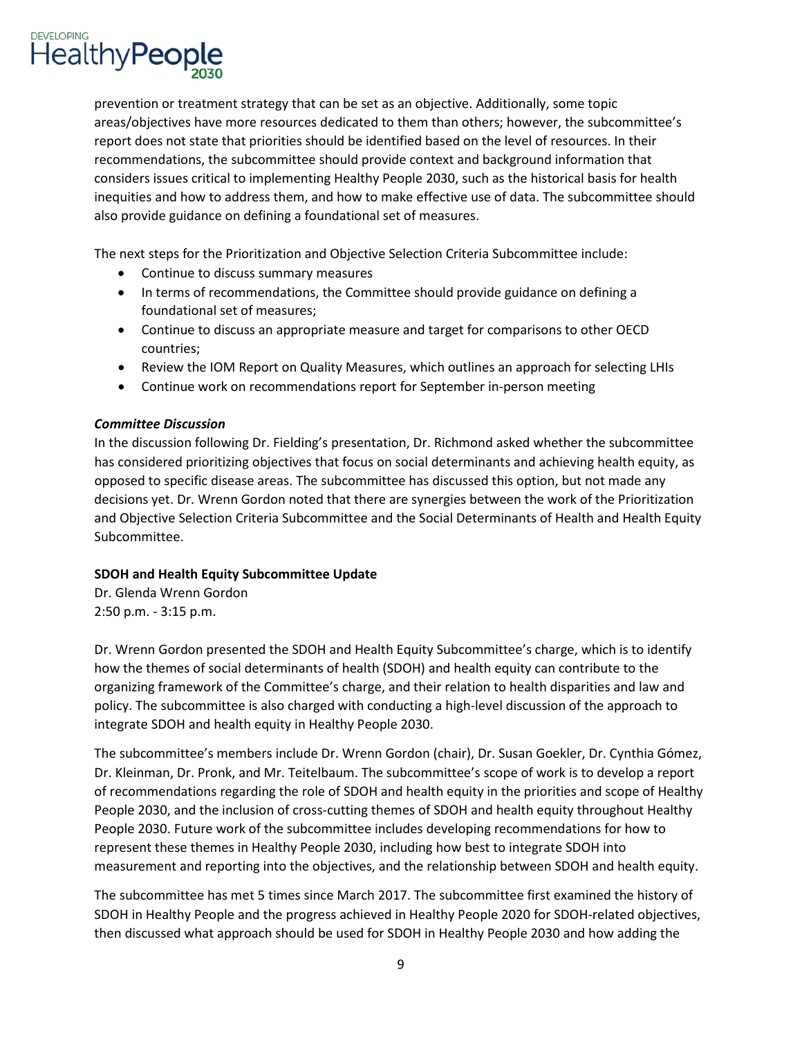prevention or treatment strategy that can be set as an objective. Additionally, some topic areas/objectives have more resources dedicated to them than others; however, the subcommittee's report does not state that priorities should be identified based on the level of resources. In their recommendations, the subcommittee should provide context and background information that considers issues critical to implementing Healthy People 2030, such as the historical basis for health inequities and how to address them, and how to make effective use of data. The subcommittee should also provide guidance on defining a foundational set of measures.

The next steps for the Prioritization and Objective Selection Criteria Subcommittee include:

- Continue to discuss summary measures
- In terms of recommendations, the Committee should provide guidance on defining a foundational set of measures;
- Continue to discuss an appropriate measure and target for comparisons to other OECD countries;
- Review the IOM Report on Quality Measures, which outlines an approach for selecting LHIs
- Continue work on recommendations report for September in-person meeting

***Committee Discussion***

In the discussion following Dr. Fielding's presentation, Dr. Richmond asked whether the subcommittee has considered prioritizing objectives that focus on social determinants and achieving health equity, as opposed to specific disease areas. The subcommittee has discussed this option, but not made any decisions yet. Dr. Wrenn Gordon noted that there are synergies between the work of the Prioritization and Objective Selection Criteria Subcommittee and the Social Determinants of Health and Health Equity Subcommittee.

**SDOH and Health Equity Subcommittee Update**

Dr. Glenda Wrenn Gordon
2:50 p.m. - 3:15 p.m.

Dr. Wrenn Gordon presented the SDOH and Health Equity Subcommittee's charge, which is to identify how the themes of social determinants of health (SDOH) and health equity can contribute to the organizing framework of the Committee's charge, and their relation to health disparities and law and policy. The subcommittee is also charged with conducting a high-level discussion of the approach to integrate SDOH and health equity in Healthy People 2030.

The subcommittee's members include Dr. Wrenn Gordon (chair), Dr. Susan Goekler, Dr. Cynthia Gómez, Dr. Kleinman, Dr. Pronk, and Mr. Teitelbaum. The subcommittee's scope of work is to develop a report of recommendations regarding the role of SDOH and health equity in the priorities and scope of Healthy People 2030, and the inclusion of cross-cutting themes of SDOH and health equity throughout Healthy People 2030. Future work of the subcommittee includes developing recommendations for how to represent these themes in Healthy People 2030, including how best to integrate SDOH into measurement and reporting into the objectives, and the relationship between SDOH and health equity.

The subcommittee has met 5 times since March 2017. The subcommittee first examined the history of SDOH in Healthy People and the progress achieved in Healthy People 2020 for SDOH-related objectives, then discussed what approach should be used for SDOH in Healthy People 2030 and how adding the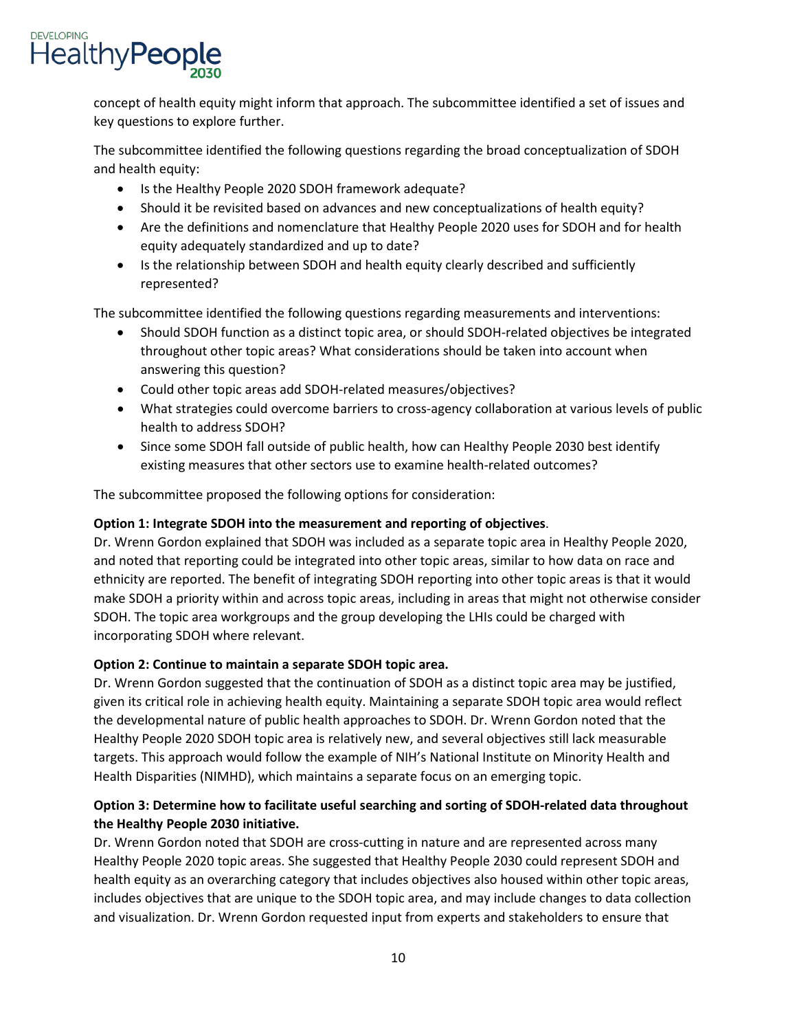concept of health equity might inform that approach. The subcommittee identified a set of issues and key questions to explore further.

The subcommittee identified the following questions regarding the broad conceptualization of SDOH and health equity:

- Is the Healthy People 2020 SDOH framework adequate?
- Should it be revisited based on advances and new conceptualizations of health equity?
- Are the definitions and nomenclature that Healthy People 2020 uses for SDOH and for health equity adequately standardized and up to date?
- Is the relationship between SDOH and health equity clearly described and sufficiently represented?

The subcommittee identified the following questions regarding measurements and interventions:

- Should SDOH function as a distinct topic area, or should SDOH-related objectives be integrated throughout other topic areas? What considerations should be taken into account when answering this question?
- Could other topic areas add SDOH-related measures/objectives?
- What strategies could overcome barriers to cross-agency collaboration at various levels of public health to address SDOH?
- Since some SDOH fall outside of public health, how can Healthy People 2030 best identify existing measures that other sectors use to examine health-related outcomes?

The subcommittee proposed the following options for consideration:

**Option 1: Integrate SDOH into the measurement and reporting of objectives**.
Dr. Wrenn Gordon explained that SDOH was included as a separate topic area in Healthy People 2020, and noted that reporting could be integrated into other topic areas, similar to how data on race and ethnicity are reported. The benefit of integrating SDOH reporting into other topic areas is that it would make SDOH a priority within and across topic areas, including in areas that might not otherwise consider SDOH. The topic area workgroups and the group developing the LHIs could be charged with incorporating SDOH where relevant.

**Option 2: Continue to maintain a separate SDOH topic area.**
Dr. Wrenn Gordon suggested that the continuation of SDOH as a distinct topic area may be justified, given its critical role in achieving health equity. Maintaining a separate SDOH topic area would reflect the developmental nature of public health approaches to SDOH. Dr. Wrenn Gordon noted that the Healthy People 2020 SDOH topic area is relatively new, and several objectives still lack measurable targets. This approach would follow the example of NIH's National Institute on Minority Health and Health Disparities (NIMHD), which maintains a separate focus on an emerging topic.

**Option 3: Determine how to facilitate useful searching and sorting of SDOH-related data throughout the Healthy People 2030 initiative.**
Dr. Wrenn Gordon noted that SDOH are cross-cutting in nature and are represented across many Healthy People 2020 topic areas. She suggested that Healthy People 2030 could represent SDOH and health equity as an overarching category that includes objectives also housed within other topic areas, includes objectives that are unique to the SDOH topic area, and may include changes to data collection and visualization. Dr. Wrenn Gordon requested input from experts and stakeholders to ensure that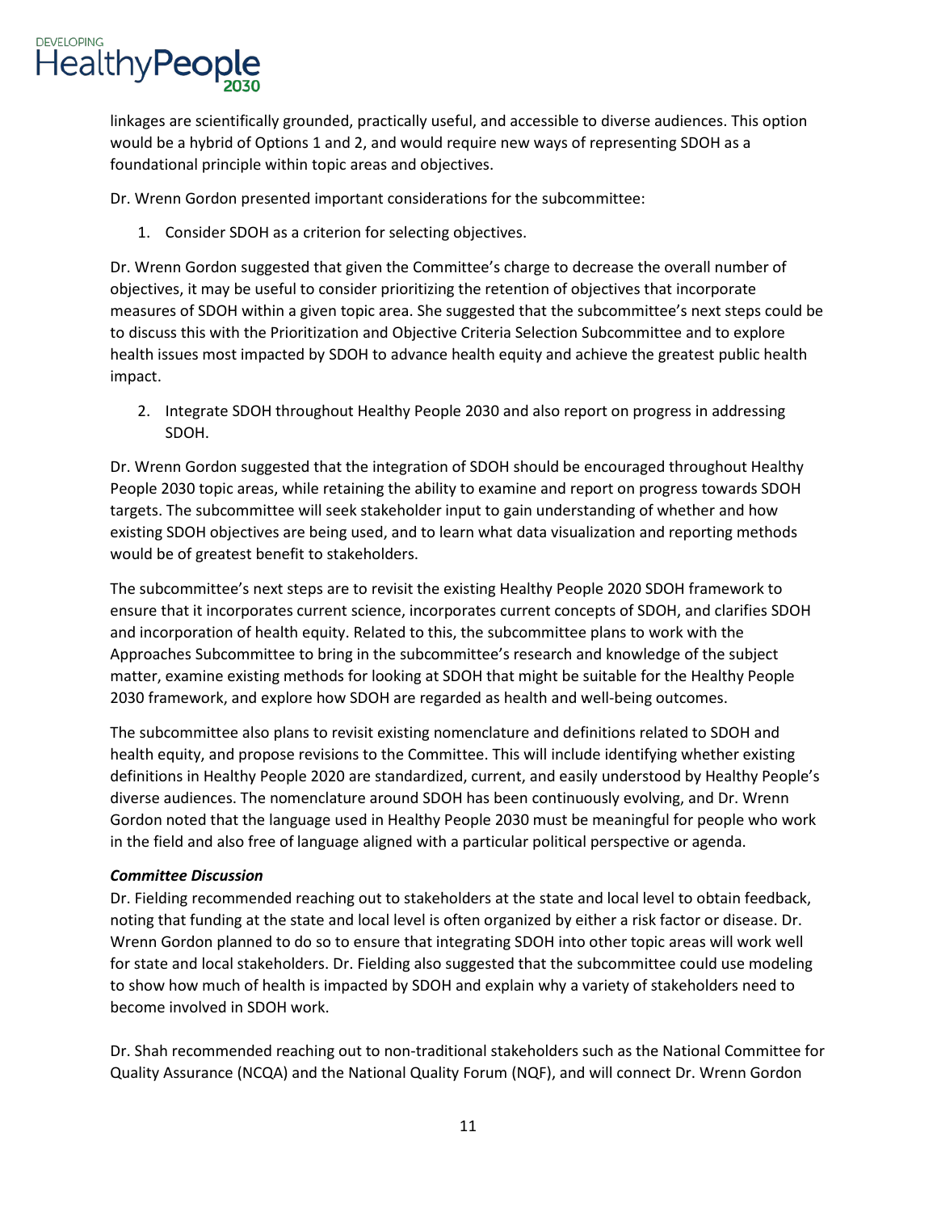linkages are scientifically grounded, practically useful, and accessible to diverse audiences. This option would be a hybrid of Options 1 and 2, and would require new ways of representing SDOH as a foundational principle within topic areas and objectives.

Dr. Wrenn Gordon presented important considerations for the subcommittee:

1. Consider SDOH as a criterion for selecting objectives.

Dr. Wrenn Gordon suggested that given the Committee's charge to decrease the overall number of objectives, it may be useful to consider prioritizing the retention of objectives that incorporate measures of SDOH within a given topic area. She suggested that the subcommittee's next steps could be to discuss this with the Prioritization and Objective Criteria Selection Subcommittee and to explore health issues most impacted by SDOH to advance health equity and achieve the greatest public health impact.

2. Integrate SDOH throughout Healthy People 2030 and also report on progress in addressing SDOH.

Dr. Wrenn Gordon suggested that the integration of SDOH should be encouraged throughout Healthy People 2030 topic areas, while retaining the ability to examine and report on progress towards SDOH targets. The subcommittee will seek stakeholder input to gain understanding of whether and how existing SDOH objectives are being used, and to learn what data visualization and reporting methods would be of greatest benefit to stakeholders.

The subcommittee's next steps are to revisit the existing Healthy People 2020 SDOH framework to ensure that it incorporates current science, incorporates current concepts of SDOH, and clarifies SDOH and incorporation of health equity. Related to this, the subcommittee plans to work with the Approaches Subcommittee to bring in the subcommittee's research and knowledge of the subject matter, examine existing methods for looking at SDOH that might be suitable for the Healthy People 2030 framework, and explore how SDOH are regarded as health and well-being outcomes.

The subcommittee also plans to revisit existing nomenclature and definitions related to SDOH and health equity, and propose revisions to the Committee. This will include identifying whether existing definitions in Healthy People 2020 are standardized, current, and easily understood by Healthy People's diverse audiences. The nomenclature around SDOH has been continuously evolving, and Dr. Wrenn Gordon noted that the language used in Healthy People 2030 must be meaningful for people who work in the field and also free of language aligned with a particular political perspective or agenda.

***Committee Discussion***

Dr. Fielding recommended reaching out to stakeholders at the state and local level to obtain feedback, noting that funding at the state and local level is often organized by either a risk factor or disease. Dr. Wrenn Gordon planned to do so to ensure that integrating SDOH into other topic areas will work well for state and local stakeholders. Dr. Fielding also suggested that the subcommittee could use modeling to show how much of health is impacted by SDOH and explain why a variety of stakeholders need to become involved in SDOH work.

Dr. Shah recommended reaching out to non-traditional stakeholders such as the National Committee for Quality Assurance (NCQA) and the National Quality Forum (NQF), and will connect Dr. Wrenn Gordon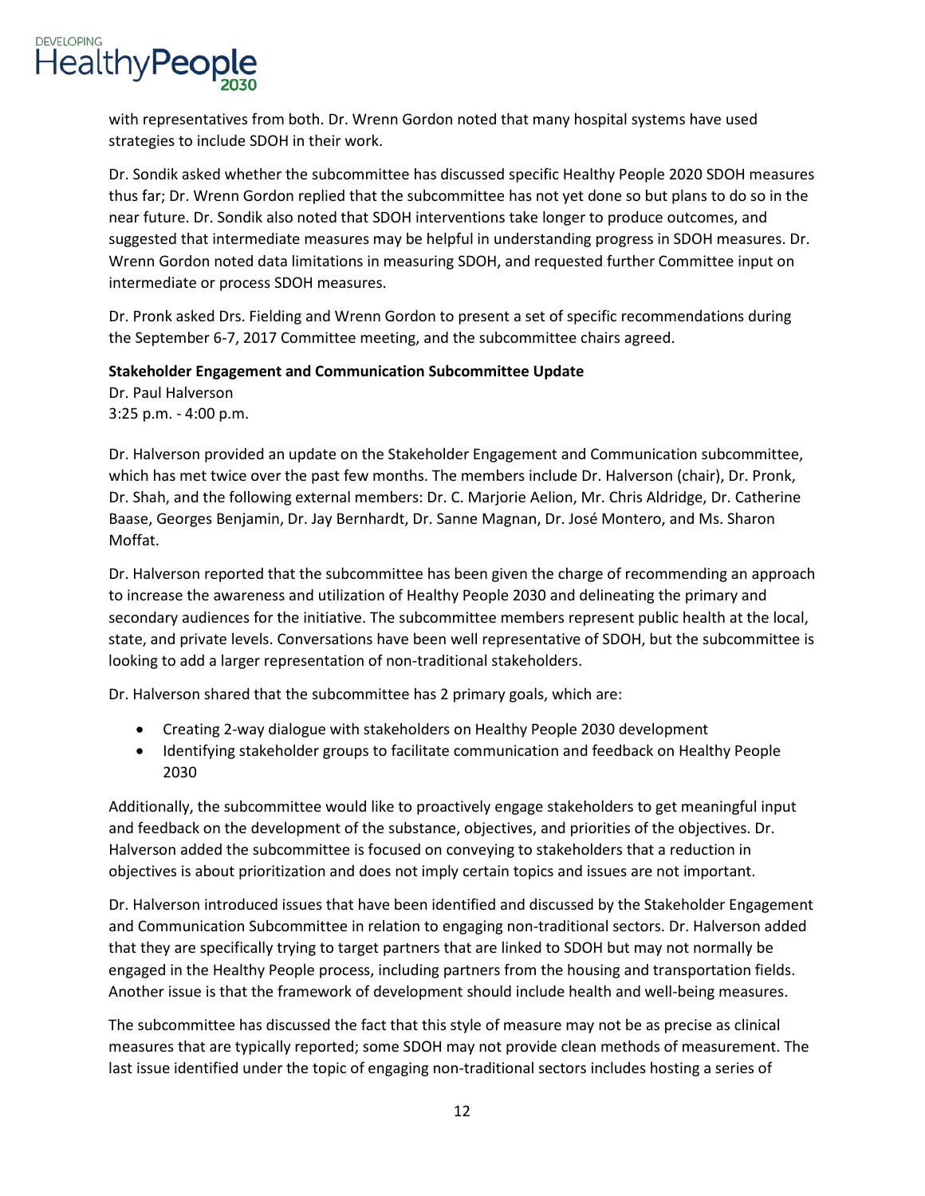with representatives from both. Dr. Wrenn Gordon noted that many hospital systems have used strategies to include SDOH in their work.

Dr. Sondik asked whether the subcommittee has discussed specific Healthy People 2020 SDOH measures thus far; Dr. Wrenn Gordon replied that the subcommittee has not yet done so but plans to do so in the near future. Dr. Sondik also noted that SDOH interventions take longer to produce outcomes, and suggested that intermediate measures may be helpful in understanding progress in SDOH measures. Dr. Wrenn Gordon noted data limitations in measuring SDOH, and requested further Committee input on intermediate or process SDOH measures.

Dr. Pronk asked Drs. Fielding and Wrenn Gordon to present a set of specific recommendations during the September 6-7, 2017 Committee meeting, and the subcommittee chairs agreed.

**Stakeholder Engagement and Communication Subcommittee Update**
Dr. Paul Halverson
3:25 p.m. - 4:00 p.m.

Dr. Halverson provided an update on the Stakeholder Engagement and Communication subcommittee, which has met twice over the past few months. The members include Dr. Halverson (chair), Dr. Pronk, Dr. Shah, and the following external members: Dr. C. Marjorie Aelion, Mr. Chris Aldridge, Dr. Catherine Baase, Georges Benjamin, Dr. Jay Bernhardt, Dr. Sanne Magnan, Dr. José Montero, and Ms. Sharon Moffat.

Dr. Halverson reported that the subcommittee has been given the charge of recommending an approach to increase the awareness and utilization of Healthy People 2030 and delineating the primary and secondary audiences for the initiative. The subcommittee members represent public health at the local, state, and private levels. Conversations have been well representative of SDOH, but the subcommittee is looking to add a larger representation of non-traditional stakeholders.

Dr. Halverson shared that the subcommittee has 2 primary goals, which are:

- Creating 2-way dialogue with stakeholders on Healthy People 2030 development
- Identifying stakeholder groups to facilitate communication and feedback on Healthy People 2030

Additionally, the subcommittee would like to proactively engage stakeholders to get meaningful input and feedback on the development of the substance, objectives, and priorities of the objectives. Dr. Halverson added the subcommittee is focused on conveying to stakeholders that a reduction in objectives is about prioritization and does not imply certain topics and issues are not important.

Dr. Halverson introduced issues that have been identified and discussed by the Stakeholder Engagement and Communication Subcommittee in relation to engaging non-traditional sectors. Dr. Halverson added that they are specifically trying to target partners that are linked to SDOH but may not normally be engaged in the Healthy People process, including partners from the housing and transportation fields. Another issue is that the framework of development should include health and well-being measures.

The subcommittee has discussed the fact that this style of measure may not be as precise as clinical measures that are typically reported; some SDOH may not provide clean methods of measurement. The last issue identified under the topic of engaging non-traditional sectors includes hosting a series of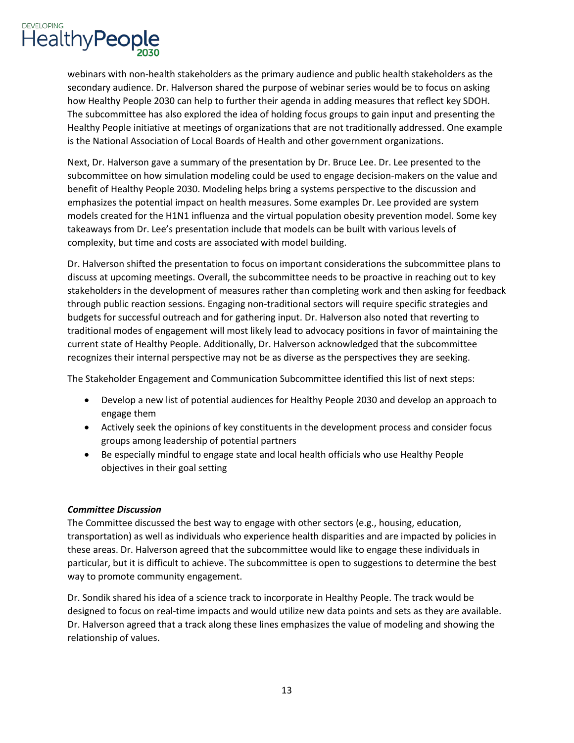webinars with non-health stakeholders as the primary audience and public health stakeholders as the secondary audience. Dr. Halverson shared the purpose of webinar series would be to focus on asking how Healthy People 2030 can help to further their agenda in adding measures that reflect key SDOH. The subcommittee has also explored the idea of holding focus groups to gain input and presenting the Healthy People initiative at meetings of organizations that are not traditionally addressed. One example is the National Association of Local Boards of Health and other government organizations.

Next, Dr. Halverson gave a summary of the presentation by Dr. Bruce Lee. Dr. Lee presented to the subcommittee on how simulation modeling could be used to engage decision-makers on the value and benefit of Healthy People 2030. Modeling helps bring a systems perspective to the discussion and emphasizes the potential impact on health measures. Some examples Dr. Lee provided are system models created for the H1N1 influenza and the virtual population obesity prevention model. Some key takeaways from Dr. Lee's presentation include that models can be built with various levels of complexity, but time and costs are associated with model building.

Dr. Halverson shifted the presentation to focus on important considerations the subcommittee plans to discuss at upcoming meetings. Overall, the subcommittee needs to be proactive in reaching out to key stakeholders in the development of measures rather than completing work and then asking for feedback through public reaction sessions. Engaging non-traditional sectors will require specific strategies and budgets for successful outreach and for gathering input. Dr. Halverson also noted that reverting to traditional modes of engagement will most likely lead to advocacy positions in favor of maintaining the current state of Healthy People. Additionally, Dr. Halverson acknowledged that the subcommittee recognizes their internal perspective may not be as diverse as the perspectives they are seeking.

The Stakeholder Engagement and Communication Subcommittee identified this list of next steps:

- Develop a new list of potential audiences for Healthy People 2030 and develop an approach to engage them
- Actively seek the opinions of key constituents in the development process and consider focus groups among leadership of potential partners
- Be especially mindful to engage state and local health officials who use Healthy People objectives in their goal setting

***Committee Discussion***

The Committee discussed the best way to engage with other sectors (e.g., housing, education, transportation) as well as individuals who experience health disparities and are impacted by policies in these areas. Dr. Halverson agreed that the subcommittee would like to engage these individuals in particular, but it is difficult to achieve. The subcommittee is open to suggestions to determine the best way to promote community engagement.

Dr. Sondik shared his idea of a science track to incorporate in Healthy People. The track would be designed to focus on real-time impacts and would utilize new data points and sets as they are available. Dr. Halverson agreed that a track along these lines emphasizes the value of modeling and showing the relationship of values.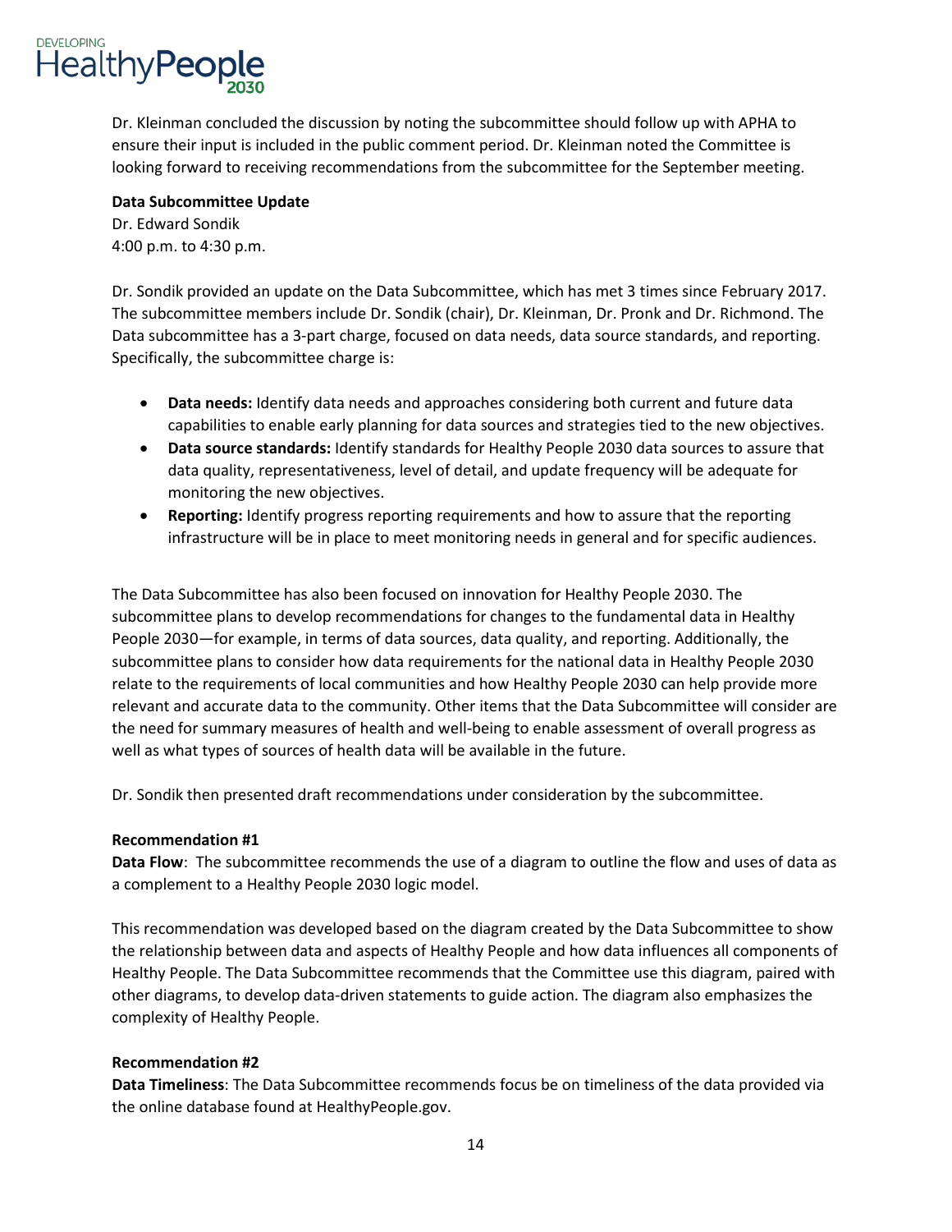Dr. Kleinman concluded the discussion by noting the subcommittee should follow up with APHA to ensure their input is included in the public comment period. Dr. Kleinman noted the Committee is looking forward to receiving recommendations from the subcommittee for the September meeting.

**Data Subcommittee Update**
Dr. Edward Sondik
4:00 p.m. to 4:30 p.m.

Dr. Sondik provided an update on the Data Subcommittee, which has met 3 times since February 2017. The subcommittee members include Dr. Sondik (chair), Dr. Kleinman, Dr. Pronk and Dr. Richmond. The Data subcommittee has a 3-part charge, focused on data needs, data source standards, and reporting. Specifically, the subcommittee charge is:

- **Data needs:** Identify data needs and approaches considering both current and future data capabilities to enable early planning for data sources and strategies tied to the new objectives.
- **Data source standards:** Identify standards for Healthy People 2030 data sources to assure that data quality, representativeness, level of detail, and update frequency will be adequate for monitoring the new objectives.
- **Reporting:** Identify progress reporting requirements and how to assure that the reporting infrastructure will be in place to meet monitoring needs in general and for specific audiences.

The Data Subcommittee has also been focused on innovation for Healthy People 2030. The subcommittee plans to develop recommendations for changes to the fundamental data in Healthy People 2030—for example, in terms of data sources, data quality, and reporting. Additionally, the subcommittee plans to consider how data requirements for the national data in Healthy People 2030 relate to the requirements of local communities and how Healthy People 2030 can help provide more relevant and accurate data to the community. Other items that the Data Subcommittee will consider are the need for summary measures of health and well-being to enable assessment of overall progress as well as what types of sources of health data will be available in the future.

Dr. Sondik then presented draft recommendations under consideration by the subcommittee.

**Recommendation #1**
**Data Flow**: The subcommittee recommends the use of a diagram to outline the flow and uses of data as a complement to a Healthy People 2030 logic model.

This recommendation was developed based on the diagram created by the Data Subcommittee to show the relationship between data and aspects of Healthy People and how data influences all components of Healthy People. The Data Subcommittee recommends that the Committee use this diagram, paired with other diagrams, to develop data-driven statements to guide action. The diagram also emphasizes the complexity of Healthy People.

**Recommendation #2**
**Data Timeliness**: The Data Subcommittee recommends focus be on timeliness of the data provided via the online database found at HealthyPeople.gov.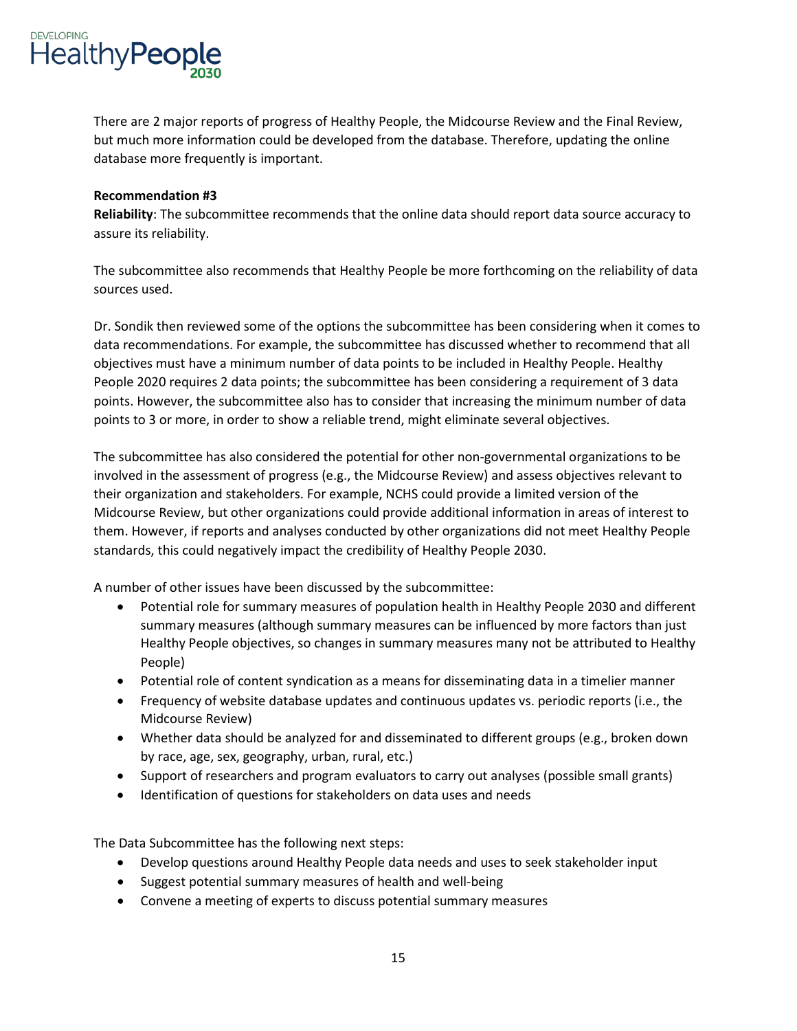There are 2 major reports of progress of Healthy People, the Midcourse Review and the Final Review, but much more information could be developed from the database. Therefore, updating the online database more frequently is important.

**Recommendation #3**

**Reliability**: The subcommittee recommends that the online data should report data source accuracy to assure its reliability.

The subcommittee also recommends that Healthy People be more forthcoming on the reliability of data sources used.

Dr. Sondik then reviewed some of the options the subcommittee has been considering when it comes to data recommendations. For example, the subcommittee has discussed whether to recommend that all objectives must have a minimum number of data points to be included in Healthy People. Healthy People 2020 requires 2 data points; the subcommittee has been considering a requirement of 3 data points. However, the subcommittee also has to consider that increasing the minimum number of data points to 3 or more, in order to show a reliable trend, might eliminate several objectives.

The subcommittee has also considered the potential for other non-governmental organizations to be involved in the assessment of progress (e.g., the Midcourse Review) and assess objectives relevant to their organization and stakeholders. For example, NCHS could provide a limited version of the Midcourse Review, but other organizations could provide additional information in areas of interest to them. However, if reports and analyses conducted by other organizations did not meet Healthy People standards, this could negatively impact the credibility of Healthy People 2030.

A number of other issues have been discussed by the subcommittee:

- Potential role for summary measures of population health in Healthy People 2030 and different summary measures (although summary measures can be influenced by more factors than just Healthy People objectives, so changes in summary measures many not be attributed to Healthy People)
- Potential role of content syndication as a means for disseminating data in a timelier manner
- Frequency of website database updates and continuous updates vs. periodic reports (i.e., the Midcourse Review)
- Whether data should be analyzed for and disseminated to different groups (e.g., broken down by race, age, sex, geography, urban, rural, etc.)
- Support of researchers and program evaluators to carry out analyses (possible small grants)
- Identification of questions for stakeholders on data uses and needs

The Data Subcommittee has the following next steps:

- Develop questions around Healthy People data needs and uses to seek stakeholder input
- Suggest potential summary measures of health and well-being
- Convene a meeting of experts to discuss potential summary measures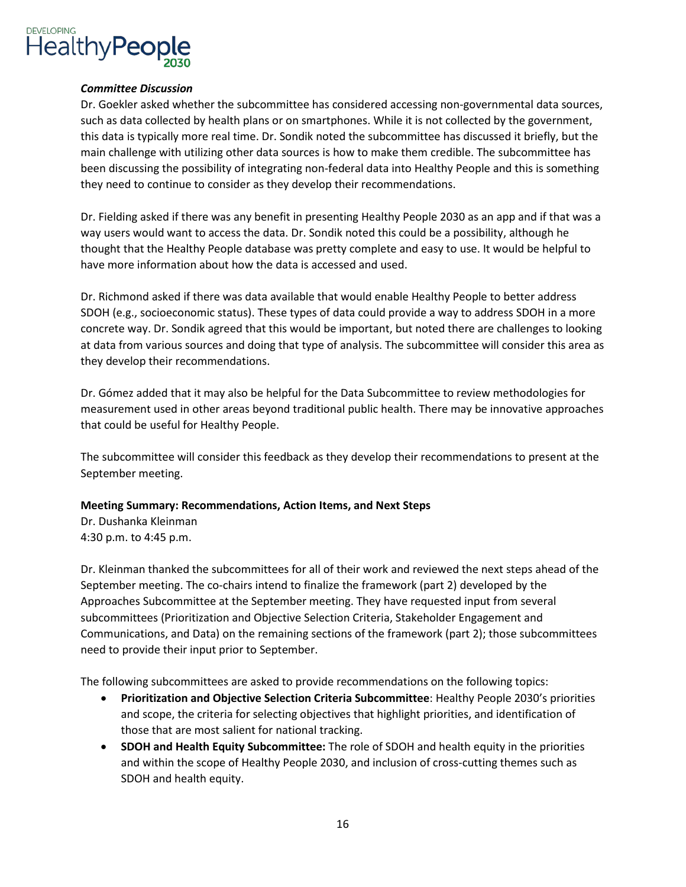***Committee Discussion***

Dr. Goekler asked whether the subcommittee has considered accessing non-governmental data sources, such as data collected by health plans or on smartphones. While it is not collected by the government, this data is typically more real time. Dr. Sondik noted the subcommittee has discussed it briefly, but the main challenge with utilizing other data sources is how to make them credible. The subcommittee has been discussing the possibility of integrating non-federal data into Healthy People and this is something they need to continue to consider as they develop their recommendations.

Dr. Fielding asked if there was any benefit in presenting Healthy People 2030 as an app and if that was a way users would want to access the data. Dr. Sondik noted this could be a possibility, although he thought that the Healthy People database was pretty complete and easy to use. It would be helpful to have more information about how the data is accessed and used.

Dr. Richmond asked if there was data available that would enable Healthy People to better address SDOH (e.g., socioeconomic status). These types of data could provide a way to address SDOH in a more concrete way. Dr. Sondik agreed that this would be important, but noted there are challenges to looking at data from various sources and doing that type of analysis. The subcommittee will consider this area as they develop their recommendations.

Dr. Gómez added that it may also be helpful for the Data Subcommittee to review methodologies for measurement used in other areas beyond traditional public health. There may be innovative approaches that could be useful for Healthy People.

The subcommittee will consider this feedback as they develop their recommendations to present at the September meeting.

**Meeting Summary: Recommendations, Action Items, and Next Steps**

Dr. Dushanka Kleinman
4:30 p.m. to 4:45 p.m.

Dr. Kleinman thanked the subcommittees for all of their work and reviewed the next steps ahead of the September meeting. The co-chairs intend to finalize the framework (part 2) developed by the Approaches Subcommittee at the September meeting. They have requested input from several subcommittees (Prioritization and Objective Selection Criteria, Stakeholder Engagement and Communications, and Data) on the remaining sections of the framework (part 2); those subcommittees need to provide their input prior to September.

The following subcommittees are asked to provide recommendations on the following topics:

- **Prioritization and Objective Selection Criteria Subcommittee**: Healthy People 2030's priorities and scope, the criteria for selecting objectives that highlight priorities, and identification of those that are most salient for national tracking.
- **SDOH and Health Equity Subcommittee:** The role of SDOH and health equity in the priorities and within the scope of Healthy People 2030, and inclusion of cross-cutting themes such as SDOH and health equity.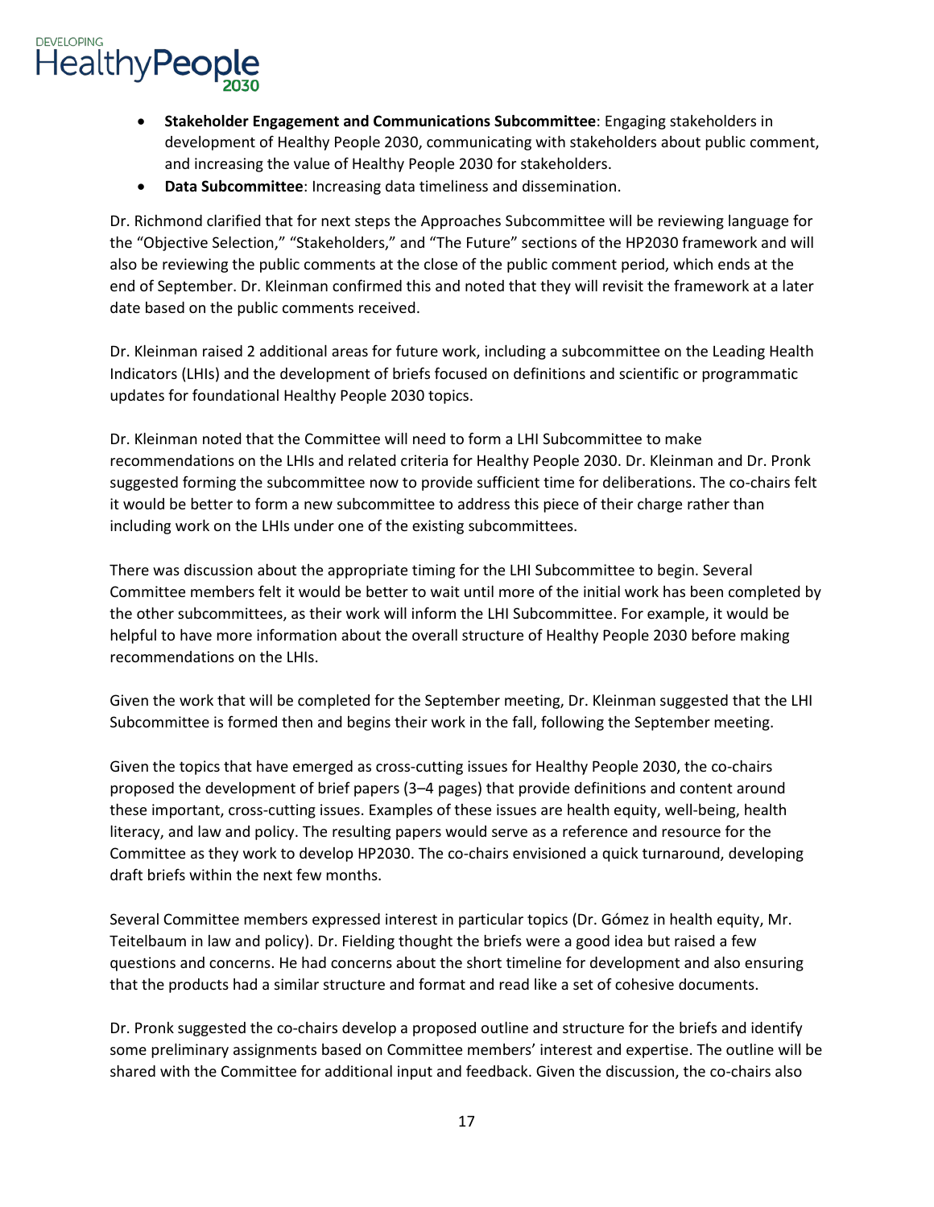- **Stakeholder Engagement and Communications Subcommittee**: Engaging stakeholders in development of Healthy People 2030, communicating with stakeholders about public comment, and increasing the value of Healthy People 2030 for stakeholders.
- **Data Subcommittee**: Increasing data timeliness and dissemination.

Dr. Richmond clarified that for next steps the Approaches Subcommittee will be reviewing language for the "Objective Selection," "Stakeholders," and "The Future" sections of the HP2030 framework and will also be reviewing the public comments at the close of the public comment period, which ends at the end of September. Dr. Kleinman confirmed this and noted that they will revisit the framework at a later date based on the public comments received.

Dr. Kleinman raised 2 additional areas for future work, including a subcommittee on the Leading Health Indicators (LHIs) and the development of briefs focused on definitions and scientific or programmatic updates for foundational Healthy People 2030 topics.

Dr. Kleinman noted that the Committee will need to form a LHI Subcommittee to make recommendations on the LHIs and related criteria for Healthy People 2030. Dr. Kleinman and Dr. Pronk suggested forming the subcommittee now to provide sufficient time for deliberations. The co-chairs felt it would be better to form a new subcommittee to address this piece of their charge rather than including work on the LHIs under one of the existing subcommittees.

There was discussion about the appropriate timing for the LHI Subcommittee to begin. Several Committee members felt it would be better to wait until more of the initial work has been completed by the other subcommittees, as their work will inform the LHI Subcommittee. For example, it would be helpful to have more information about the overall structure of Healthy People 2030 before making recommendations on the LHIs.

Given the work that will be completed for the September meeting, Dr. Kleinman suggested that the LHI Subcommittee is formed then and begins their work in the fall, following the September meeting.

Given the topics that have emerged as cross-cutting issues for Healthy People 2030, the co-chairs proposed the development of brief papers (3–4 pages) that provide definitions and content around these important, cross-cutting issues. Examples of these issues are health equity, well-being, health literacy, and law and policy. The resulting papers would serve as a reference and resource for the Committee as they work to develop HP2030. The co-chairs envisioned a quick turnaround, developing draft briefs within the next few months.

Several Committee members expressed interest in particular topics (Dr. Gómez in health equity, Mr. Teitelbaum in law and policy). Dr. Fielding thought the briefs were a good idea but raised a few questions and concerns. He had concerns about the short timeline for development and also ensuring that the products had a similar structure and format and read like a set of cohesive documents.

Dr. Pronk suggested the co-chairs develop a proposed outline and structure for the briefs and identify some preliminary assignments based on Committee members' interest and expertise. The outline will be shared with the Committee for additional input and feedback. Given the discussion, the co-chairs also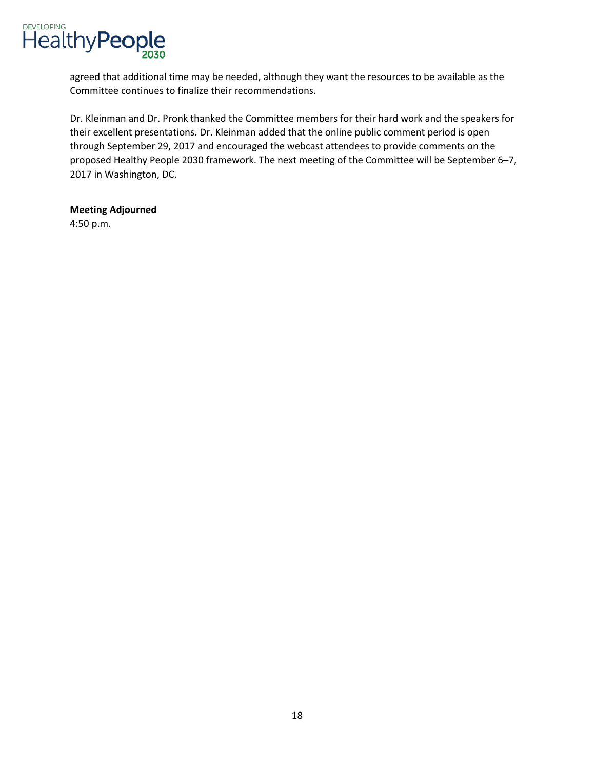agreed that additional time may be needed, although they want the resources to be available as the Committee continues to finalize their recommendations.

Dr. Kleinman and Dr. Pronk thanked the Committee members for their hard work and the speakers for their excellent presentations. Dr. Kleinman added that the online public comment period is open through September 29, 2017 and encouraged the webcast attendees to provide comments on the proposed Healthy People 2030 framework. The next meeting of the Committee will be September 6–7, 2017 in Washington, DC.

**Meeting Adjourned**
4:50 p.m.